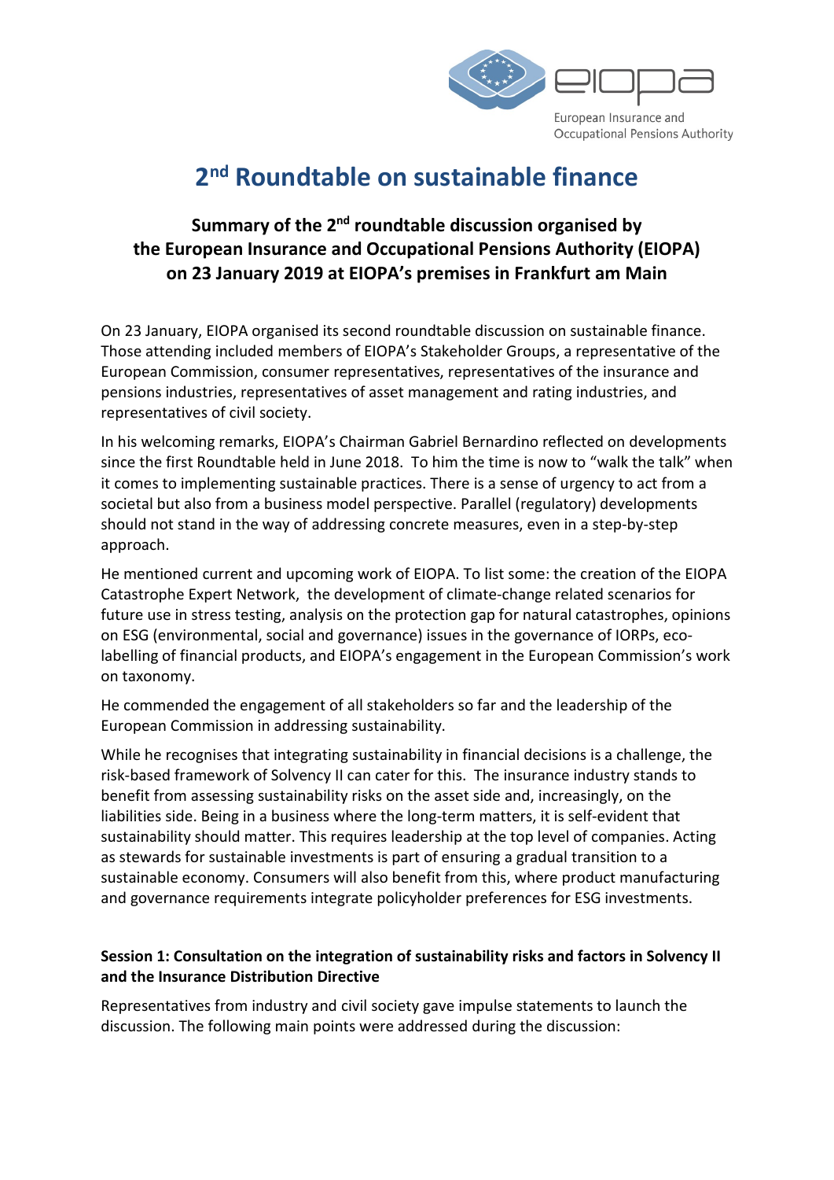# 2nd Roundtable on sustainable finance

## Summary of the 2nd roundtable discussion organised by the European Insurance and Occupational Pensions Authority (EIOPA) on 23 January 2019 at EIOPA's premises in Frankfurt am Main

On 23 January, EIOPA organised its second roundtable discussion on sustainable finance. Those attending included members of EIOPA's Stakeholder Groups, a representative of the European Commission, consumer representatives, representatives of the insurance and pensions industries, representatives of asset management and rating industries, and representatives of civil society.

In his welcoming remarks, EIOPA's Chairman Gabriel Bernardino reflected on developments since the first Roundtable held in June 2018. To him the time is now to "walk the talk" when it comes to implementing sustainable practices. There is a sense of urgency to act from a societal but also from a business model perspective. Parallel (regulatory) developments should not stand in the way of addressing concrete measures, even in a step-by-step approach.

He mentioned current and upcoming work of EIOPA. To list some: the creation of the EIOPA Catastrophe Expert Network, the development of climate-change related scenarios for future use in stress testing, analysis on the protection gap for natural catastrophes, opinions on ESG (environmental, social and governance) issues in the governance of IORPs, eco-labelling of financial products, and EIOPA's engagement in the European Commission's work on taxonomy.

He commended the engagement of all stakeholders so far and the leadership of the European Commission in addressing sustainability.

While he recognises that integrating sustainability in financial decisions is a challenge, the risk-based framework of Solvency II can cater for this. The insurance industry stands to benefit from assessing sustainability risks on the asset side and, increasingly, on the liabilities side. Being in a business where the long-term matters, it is self-evident that sustainability should matter. This requires leadership at the top level of companies. Acting as stewards for sustainable investments is part of ensuring a gradual transition to a sustainable economy. Consumers will also benefit from this, where product manufacturing and governance requirements integrate policyholder preferences for ESG investments.

### Session 1: Consultation on the integration of sustainability risks and factors in Solvency II and the Insurance Distribution Directive

Representatives from industry and civil society gave impulse statements to launch the discussion. The following main points were addressed during the discussion: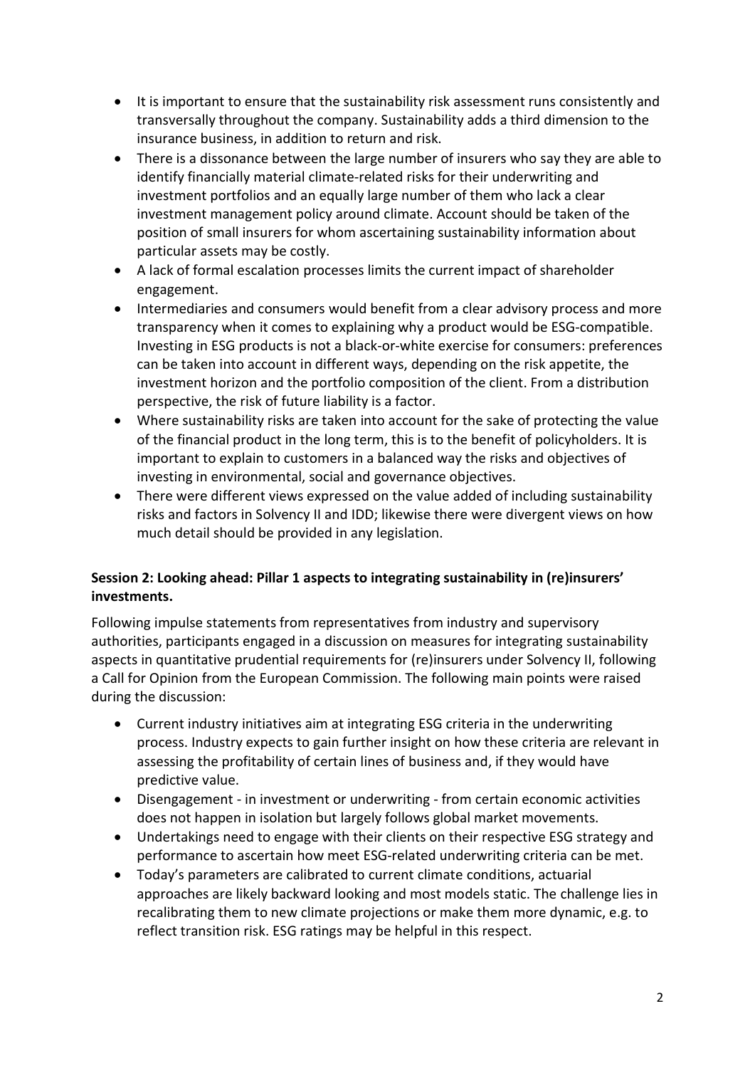- It is important to ensure that the sustainability risk assessment runs consistently and transversally throughout the company. Sustainability adds a third dimension to the insurance business, in addition to return and risk.
- There is a dissonance between the large number of insurers who say they are able to identify financially material climate-related risks for their underwriting and investment portfolios and an equally large number of them who lack a clear investment management policy around climate. Account should be taken of the position of small insurers for whom ascertaining sustainability information about particular assets may be costly.
- A lack of formal escalation processes limits the current impact of shareholder engagement.
- Intermediaries and consumers would benefit from a clear advisory process and more transparency when it comes to explaining why a product would be ESG-compatible. Investing in ESG products is not a black-or-white exercise for consumers: preferences can be taken into account in different ways, depending on the risk appetite, the investment horizon and the portfolio composition of the client. From a distribution perspective, the risk of future liability is a factor.
- Where sustainability risks are taken into account for the sake of protecting the value of the financial product in the long term, this is to the benefit of policyholders. It is important to explain to customers in a balanced way the risks and objectives of investing in environmental, social and governance objectives.
- There were different views expressed on the value added of including sustainability risks and factors in Solvency II and IDD; likewise there were divergent views on how much detail should be provided in any legislation.

**Session 2: Looking ahead: Pillar 1 aspects to integrating sustainability in (re)insurers' investments.**

Following impulse statements from representatives from industry and supervisory authorities, participants engaged in a discussion on measures for integrating sustainability aspects in quantitative prudential requirements for (re)insurers under Solvency II, following a Call for Opinion from the European Commission. The following main points were raised during the discussion:

- Current industry initiatives aim at integrating ESG criteria in the underwriting process. Industry expects to gain further insight on how these criteria are relevant in assessing the profitability of certain lines of business and, if they would have predictive value.
- Disengagement - in investment or underwriting - from certain economic activities does not happen in isolation but largely follows global market movements.
- Undertakings need to engage with their clients on their respective ESG strategy and performance to ascertain how meet ESG-related underwriting criteria can be met.
- Today's parameters are calibrated to current climate conditions, actuarial approaches are likely backward looking and most models static. The challenge lies in recalibrating them to new climate projections or make them more dynamic, e.g. to reflect transition risk. ESG ratings may be helpful in this respect.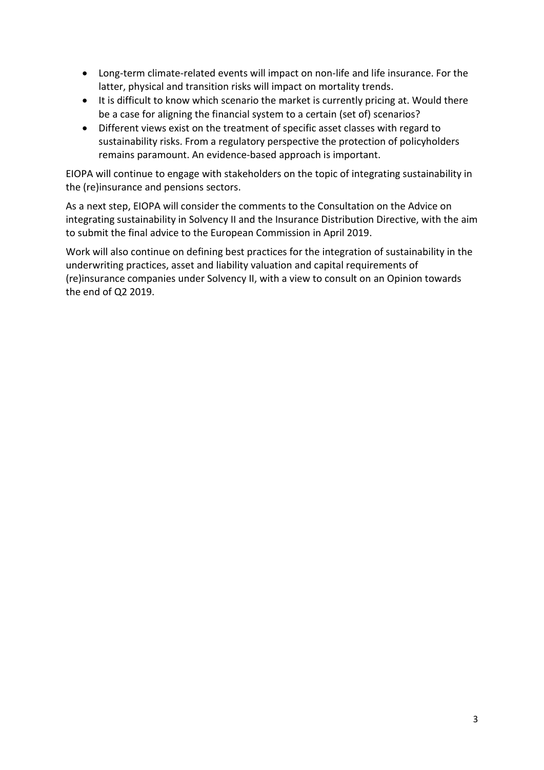- Long-term climate-related events will impact on non-life and life insurance. For the latter, physical and transition risks will impact on mortality trends.
- It is difficult to know which scenario the market is currently pricing at. Would there be a case for aligning the financial system to a certain (set of) scenarios?
- Different views exist on the treatment of specific asset classes with regard to sustainability risks. From a regulatory perspective the protection of policyholders remains paramount. An evidence-based approach is important.

EIOPA will continue to engage with stakeholders on the topic of integrating sustainability in the (re)insurance and pensions sectors.

As a next step, EIOPA will consider the comments to the Consultation on the Advice on integrating sustainability in Solvency II and the Insurance Distribution Directive, with the aim to submit the final advice to the European Commission in April 2019.

Work will also continue on defining best practices for the integration of sustainability in the underwriting practices, asset and liability valuation and capital requirements of (re)insurance companies under Solvency II, with a view to consult on an Opinion towards the end of Q2 2019.